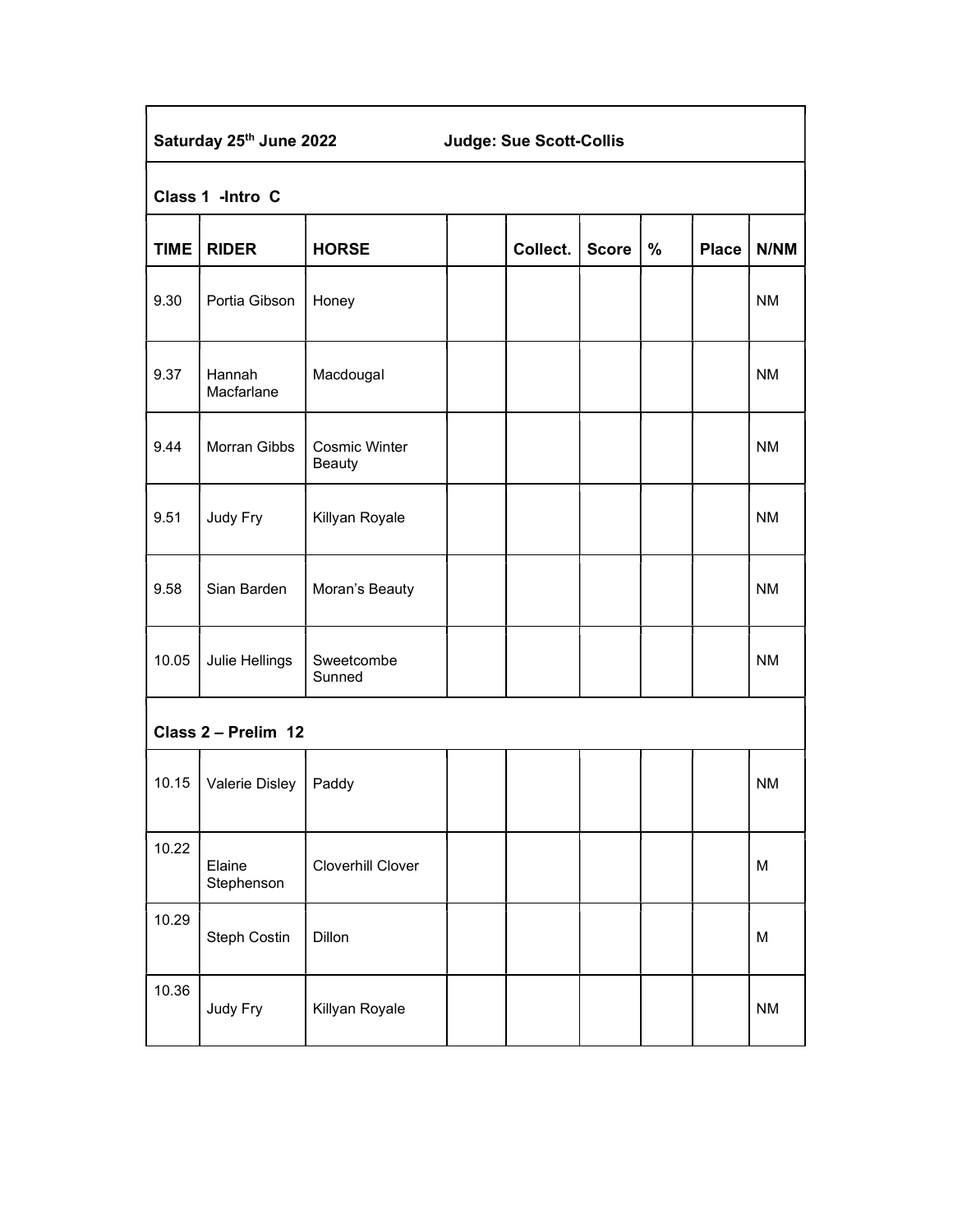**Saturday 25th June 2022 Judge: Sue Scott-Collis**

**Class 1 -Intro C**

| TIME | RIDER | HORSE | | Collect. | Score | % | Place | N/NM |
|---|---|---|---|---|---|---|---|---|
| 9.30 | Portia Gibson | Honey | | | | | | NM |
| 9.37 | Hannah Macfarlane | Macdougal | | | | | | NM |
| 9.44 | Morran Gibbs | Cosmic Winter Beauty | | | | | | NM |
| 9.51 | Judy Fry | Killyan Royale | | | | | | NM |
| 9.58 | Sian Barden | Moran's Beauty | | | | | | NM |
| 10.05 | Julie Hellings | Sweetcombe Sunned | | | | | | NM |

**Class 2 – Prelim 12**

| TIME | RIDER | HORSE | | Collect. | Score | % | Place | N/NM |
|---|---|---|---|---|---|---|---|---|
| 10.15 | Valerie Disley | Paddy | | | | | | NM |
| 10.22 | Elaine Stephenson | Cloverhill Clover | | | | | | M |
| 10.29 | Steph Costin | Dillon | | | | | | M |
| 10.36 | Judy Fry | Killyan Royale | | | | | | NM |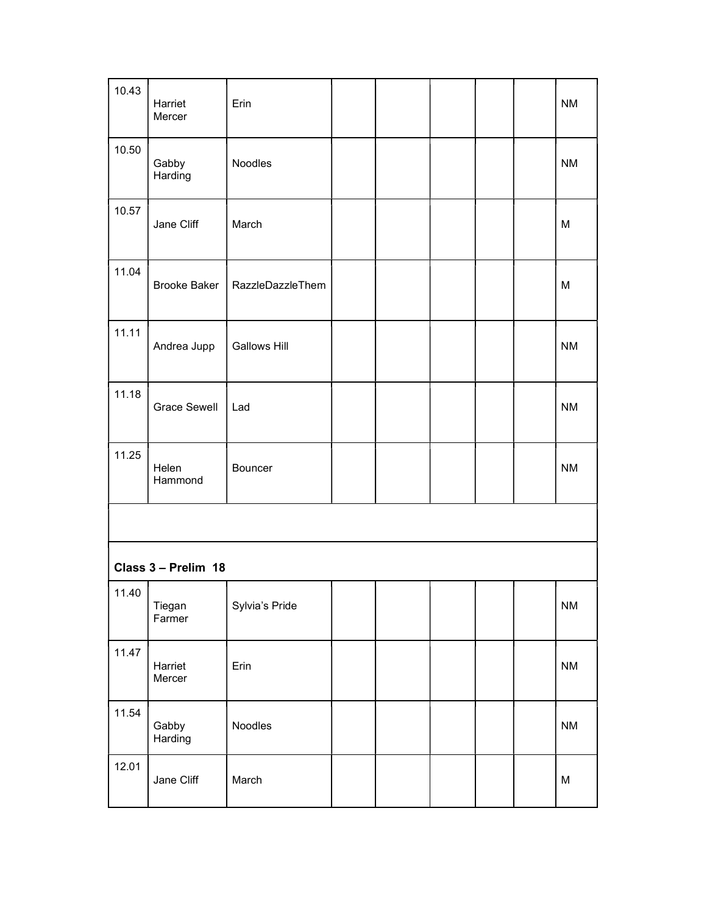| | | | | | | | | |
|---|---|---|---|---|---|---|---|---|
| 10.43 | Harriet Mercer | Erin | | | | | | NM |
| 10.50 | Gabby Harding | Noodles | | | | | | NM |
| 10.57 | Jane Cliff | March | | | | | | M |
| 11.04 | Brooke Baker | RazzleDazzleThem | | | | | | M |
| 11.11 | Andrea Jupp | Gallows Hill | | | | | | NM |
| 11.18 | Grace Sewell | Lad | | | | | | NM |
| 11.25 | Helen Hammond | Bouncer | | | | | | NM |
| | | | | | | | | |
| **Class 3 – Prelim 18** | | | | | | | | |
| 11.40 | Tiegan Farmer | Sylvia's Pride | | | | | | NM |
| 11.47 | Harriet Mercer | Erin | | | | | | NM |
| 11.54 | Gabby Harding | Noodles | | | | | | NM |
| 12.01 | Jane Cliff | March | | | | | | M |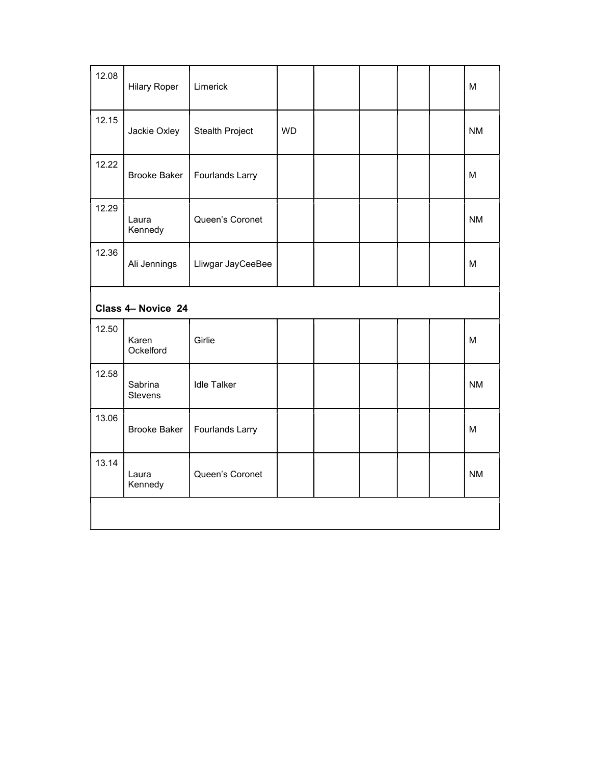| | | | | | | | | |
|---|---|---|---|---|---|---|---|---|
| 12.08 | Hilary Roper | Limerick | | | | | | M |
| 12.15 | Jackie Oxley | Stealth Project | WD | | | | | NM |
| 12.22 | Brooke Baker | Fourlands Larry | | | | | | M |
| 12.29 | Laura Kennedy | Queen's Coronet | | | | | | NM |
| 12.36 | Ali Jennings | Lliwgar JayCeeBee | | | | | | M |
| **Class 4– Novice 24** | | | | | | | | |
| 12.50 | Karen Ockelford | Girlie | | | | | | M |
| 12.58 | Sabrina Stevens | Idle Talker | | | | | | NM |
| 13.06 | Brooke Baker | Fourlands Larry | | | | | | M |
| 13.14 | Laura Kennedy | Queen's Coronet | | | | | | NM |